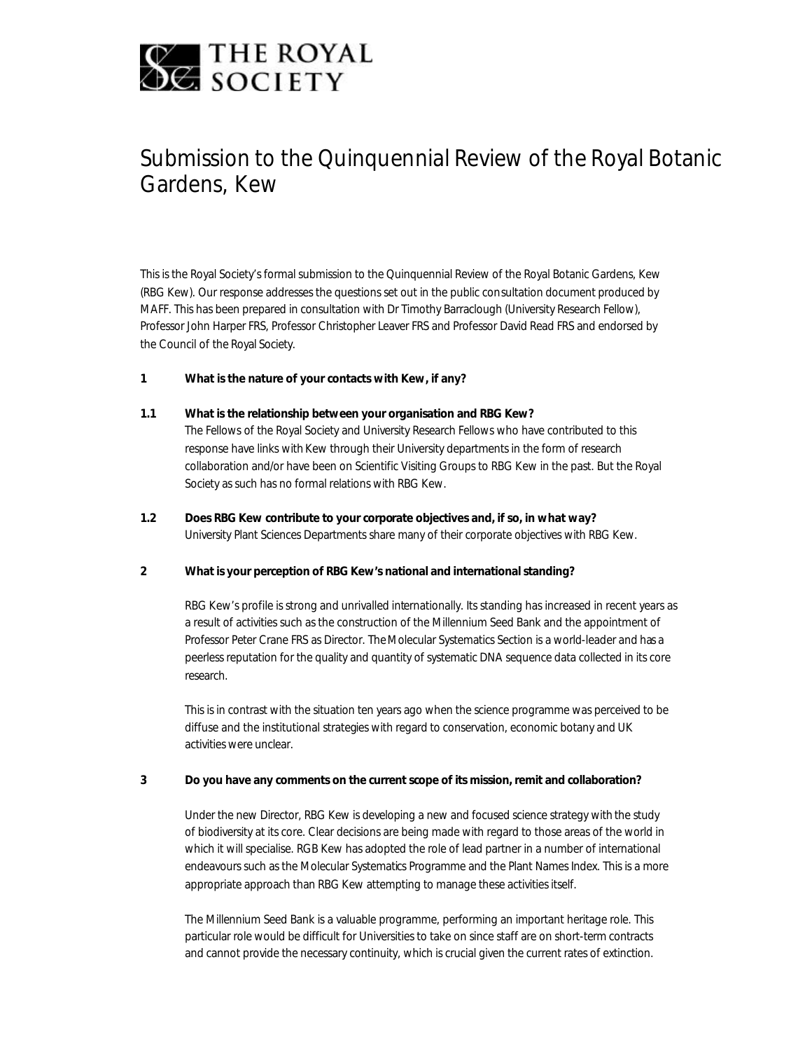THE ROYAL SOCIETY

# Submission to the Quinquennial Review of the Royal Botanic Gardens, Kew

This is the Royal Society's formal submission to the Quinquennial Review of the Royal Botanic Gardens, Kew (RBG Kew). Our response addresses the questions set out in the public consultation document produced by MAFF. This has been prepared in consultation with Dr Timothy Barraclough (University Research Fellow), Professor John Harper FRS, Professor Christopher Leaver FRS and Professor David Read FRS and endorsed by the Council of the Royal Society.

**1 What is the nature of your contacts with Kew, if any?**

**1.1 What is the relationship between your organisation and RBG Kew?**

The Fellows of the Royal Society and University Research Fellows who have contributed to this response have links with Kew through their University departments in the form of research collaboration and/or have been on Scientific Visiting Groups to RBG Kew in the past. But the Royal Society as such has no formal relations with RBG Kew.

**1.2 Does RBG Kew contribute to your corporate objectives and, if so, in what way?**

University Plant Sciences Departments share many of their corporate objectives with RBG Kew.

**2 What is your perception of RBG Kew's national and international standing?**

RBG Kew's profile is strong and unrivalled internationally. Its standing has increased in recent years as a result of activities such as the construction of the Millennium Seed Bank and the appointment of Professor Peter Crane FRS as Director. The Molecular Systematics Section is a world-leader and has a peerless reputation for the quality and quantity of systematic DNA sequence data collected in its core research.

This is in contrast with the situation ten years ago when the science programme was perceived to be diffuse and the institutional strategies with regard to conservation, economic botany and UK activities were unclear.

**3 Do you have any comments on the current scope of its mission, remit and collaboration?**

Under the new Director, RBG Kew is developing a new and focused science strategy with the study of biodiversity at its core. Clear decisions are being made with regard to those areas of the world in which it will specialise. RGB Kew has adopted the role of lead partner in a number of international endeavours such as the Molecular Systematics Programme and the Plant Names Index. This is a more appropriate approach than RBG Kew attempting to manage these activities itself.

The Millennium Seed Bank is a valuable programme, performing an important heritage role. This particular role would be difficult for Universities to take on since staff are on short-term contracts and cannot provide the necessary continuity, which is crucial given the current rates of extinction.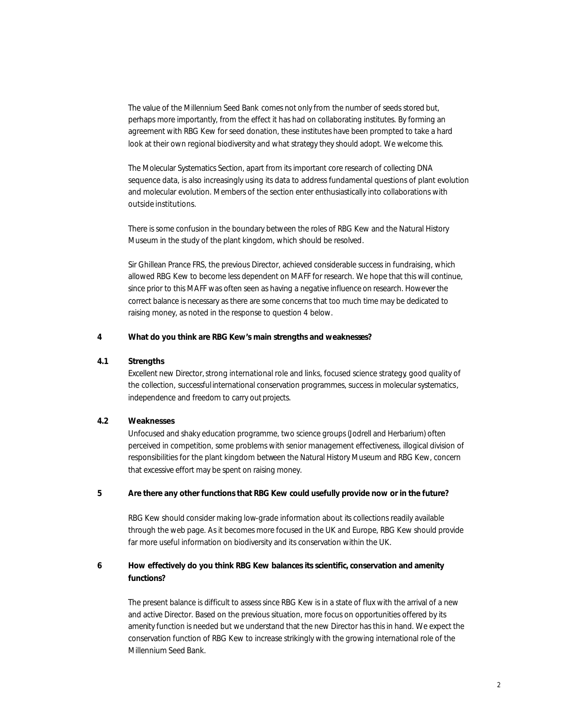The value of the Millennium Seed Bank comes not only from the number of seeds stored but, perhaps more importantly, from the effect it has had on collaborating institutes. By forming an agreement with RBG Kew for seed donation, these institutes have been prompted to take a hard look at their own regional biodiversity and what strategy they should adopt. We welcome this.

The Molecular Systematics Section, apart from its important core research of collecting DNA sequence data, is also increasingly using its data to address fundamental questions of plant evolution and molecular evolution. Members of the section enter enthusiastically into collaborations with outside institutions.

There is some confusion in the boundary between the roles of RBG Kew and the Natural History Museum in the study of the plant kingdom, which should be resolved.

Sir Ghillean Prance FRS, the previous Director, achieved considerable success in fundraising, which allowed RBG Kew to become less dependent on MAFF for research. We hope that this will continue, since prior to this MAFF was often seen as having a negative influence on research. However the correct balance is necessary as there are some concerns that too much time may be dedicated to raising money, as noted in the response to question 4 below.

**4 What do you think are RBG Kew's main strengths and weaknesses?**

**4.1 Strengths**

Excellent new Director, strong international role and links, focused science strategy, good quality of the collection, successful international conservation programmes, success in molecular systematics, independence and freedom to carry out projects.

**4.2 Weaknesses**

Unfocused and shaky education programme, two science groups (Jodrell and Herbarium) often perceived in competition, some problems with senior management effectiveness, illogical division of responsibilities for the plant kingdom between the Natural History Museum and RBG Kew, concern that excessive effort may be spent on raising money.

**5 Are there any other functions that RBG Kew could usefully provide now or in the future?**

RBG Kew should consider making low-grade information about its collections readily available through the web page. As it becomes more focused in the UK and Europe, RBG Kew should provide far more useful information on biodiversity and its conservation within the UK.

**6 How effectively do you think RBG Kew balances its scientific, conservation and amenity functions?**

The present balance is difficult to assess since RBG Kew is in a state of flux with the arrival of a new and active Director. Based on the previous situation, more focus on opportunities offered by its amenity function is needed but we understand that the new Director has this in hand. We expect the conservation function of RBG Kew to increase strikingly with the growing international role of the Millennium Seed Bank.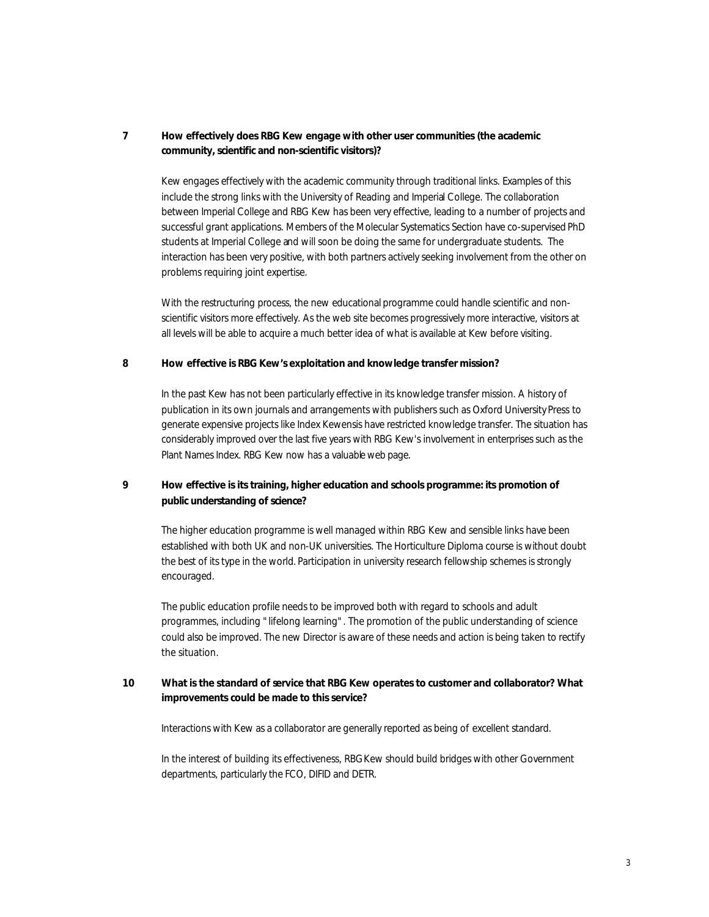**7 How effectively does RBG Kew engage with other user communities (the academic community, scientific and non-scientific visitors)?**

Kew engages effectively with the academic community through traditional links. Examples of this include the strong links with the University of Reading and Imperial College. The collaboration between Imperial College and RBG Kew has been very effective, leading to a number of projects and successful grant applications. Members of the Molecular Systematics Section have co-supervised PhD students at Imperial College and will soon be doing the same for undergraduate students. The interaction has been very positive, with both partners actively seeking involvement from the other on problems requiring joint expertise.

With the restructuring process, the new educational programme could handle scientific and non-scientific visitors more effectively. As the web site becomes progressively more interactive, visitors at all levels will be able to acquire a much better idea of what is available at Kew before visiting.

**8 How effective is RBG Kew's exploitation and knowledge transfer mission?**

In the past Kew has not been particularly effective in its knowledge transfer mission. A history of publication in its own journals and arrangements with publishers such as Oxford University Press to generate expensive projects like Index Kewensis have restricted knowledge transfer. The situation has considerably improved over the last five years with RBG Kew's involvement in enterprises such as the Plant Names Index. RBG Kew now has a valuable web page.

**9 How effective is its training, higher education and schools programme: its promotion of public understanding of science?**

The higher education programme is well managed within RBG Kew and sensible links have been established with both UK and non-UK universities. The Horticulture Diploma course is without doubt the best of its type in the world. Participation in university research fellowship schemes is strongly encouraged.

The public education profile needs to be improved both with regard to schools and adult programmes, including "lifelong learning". The promotion of the public understanding of science could also be improved. The new Director is aware of these needs and action is being taken to rectify the situation.

**10 What is the standard of service that RBG Kew operates to customer and collaborator? What improvements could be made to this service?**

Interactions with Kew as a collaborator are generally reported as being of excellent standard.

In the interest of building its effectiveness, RBG Kew should build bridges with other Government departments, particularly the FCO, DIFID and DETR.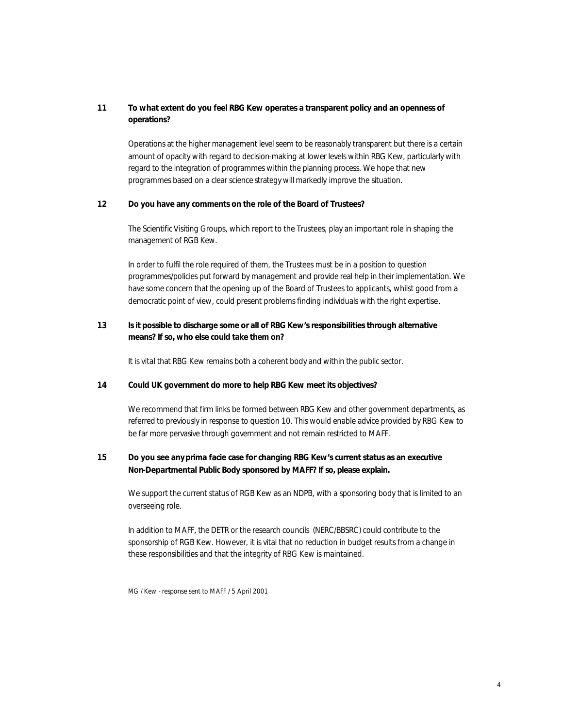**11 To what extent do you feel RBG Kew operates a transparent policy and an openness of operations?**

Operations at the higher management level seem to be reasonably transparent but there is a certain amount of opacity with regard to decision-making at lower levels within RBG Kew, particularly with regard to the integration of programmes within the planning process. We hope that new programmes based on a clear science strategy will markedly improve the situation.

**12 Do you have any comments on the role of the Board of Trustees?**

The Scientific Visiting Groups, which report to the Trustees, play an important role in shaping the management of RGB Kew.

In order to fulfil the role required of them, the Trustees must be in a position to question programmes/policies put forward by management and provide real help in their implementation. We have some concern that the opening up of the Board of Trustees to applicants, whilst good from a democratic point of view, could present problems finding individuals with the right expertise.

**13 Is it possible to discharge some or all of RBG Kew's responsibilities through alternative means? If so, who else could take them on?**

It is vital that RBG Kew remains both a coherent body and within the public sector.

**14 Could UK government do more to help RBG Kew meet its objectives?**

We recommend that firm links be formed between RBG Kew and other government departments, as referred to previously in response to question 10. This would enable advice provided by RBG Kew to be far more pervasive through government and not remain restricted to MAFF.

**15 Do you see any *prima facie* case for changing RBG Kew's current status as an executive Non-Departmental Public Body sponsored by MAFF? If so, please explain.**

We support the current status of RGB Kew as an NDPB, with a sponsoring body that is limited to an overseeing role.

In addition to MAFF, the DETR or the research councils (NERC/BBSRC) could contribute to the sponsorship of RGB Kew. However, it is vital that no reduction in budget results from a change in these responsibilities and that the integrity of RBG Kew is maintained.

MG / Kew - response sent to MAFF / 5 April 2001